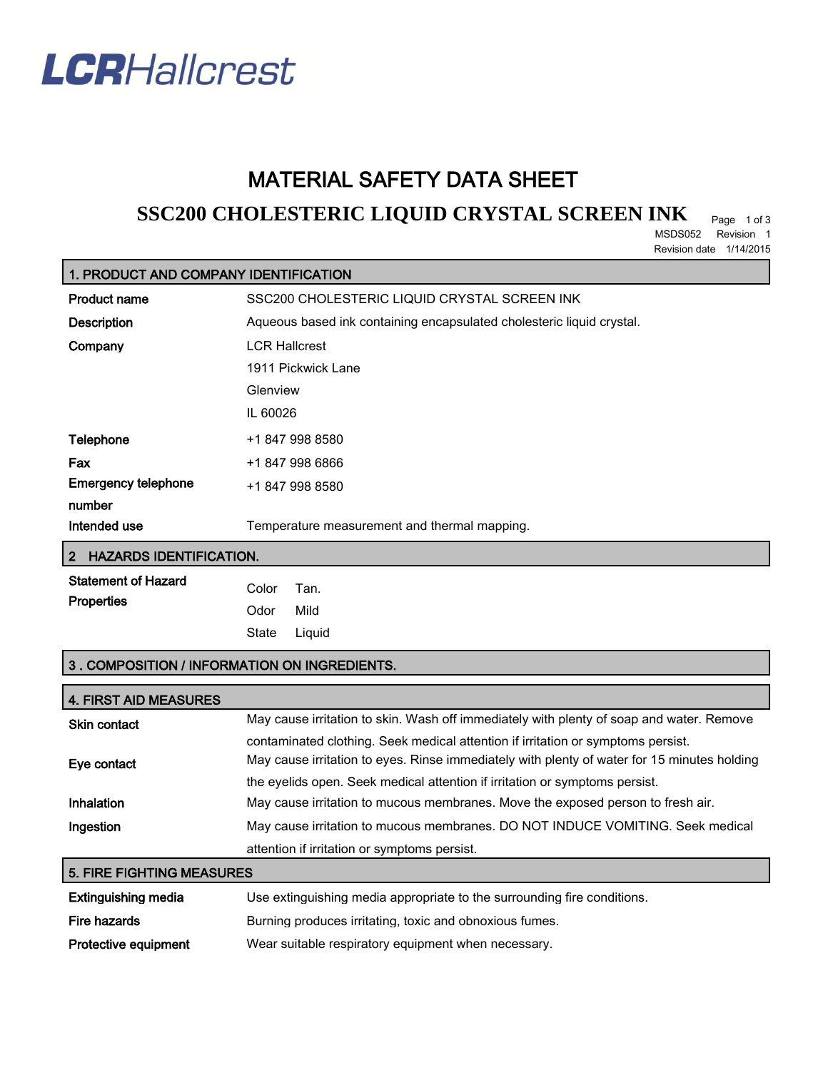LCRHallcrest

# MATERIAL SAFETY DATA SHEET

## SSC200 CHOLESTERIC LIQUID CRYSTAL SCREEN INK

MSDS052 Revision 1

Revision date 1/14/2015

### 1. PRODUCT AND COMPANY IDENTIFICATION

| | |
|---|---|
| **Product name** | SSC200 CHOLESTERIC LIQUID CRYSTAL SCREEN INK |
| **Description** | Aqueous based ink containing encapsulated cholesteric liquid crystal. |
| **Company** | LCR Hallcrest<br>1911 Pickwick Lane<br>Glenview<br>IL 60026 |
| **Telephone** | +1 847 998 8580 |
| **Fax** | +1 847 998 6866 |
| **Emergency telephone number** | +1 847 998 8580 |
| **Intended use** | Temperature measurement and thermal mapping. |

### 2 HAZARDS IDENTIFICATION.

**Statement of Hazard Properties**

| | |
|---|---|
| Color | Tan. |
| Odor | Mild |
| State | Liquid |

### 3 . COMPOSITION / INFORMATION ON INGREDIENTS.

### 4. FIRST AID MEASURES

| | |
|---|---|
| **Skin contact** | May cause irritation to skin. Wash off immediately with plenty of soap and water. Remove contaminated clothing. Seek medical attention if irritation or symptoms persist. |
| **Eye contact** | May cause irritation to eyes. Rinse immediately with plenty of water for 15 minutes holding the eyelids open. Seek medical attention if irritation or symptoms persist. |
| **Inhalation** | May cause irritation to mucous membranes. Move the exposed person to fresh air. |
| **Ingestion** | May cause irritation to mucous membranes. DO NOT INDUCE VOMITING. Seek medical attention if irritation or symptoms persist. |

### 5. FIRE FIGHTING MEASURES

| | |
|---|---|
| **Extinguishing media** | Use extinguishing media appropriate to the surrounding fire conditions. |
| **Fire hazards** | Burning produces irritating, toxic and obnoxious fumes. |
| **Protective equipment** | Wear suitable respiratory equipment when necessary. |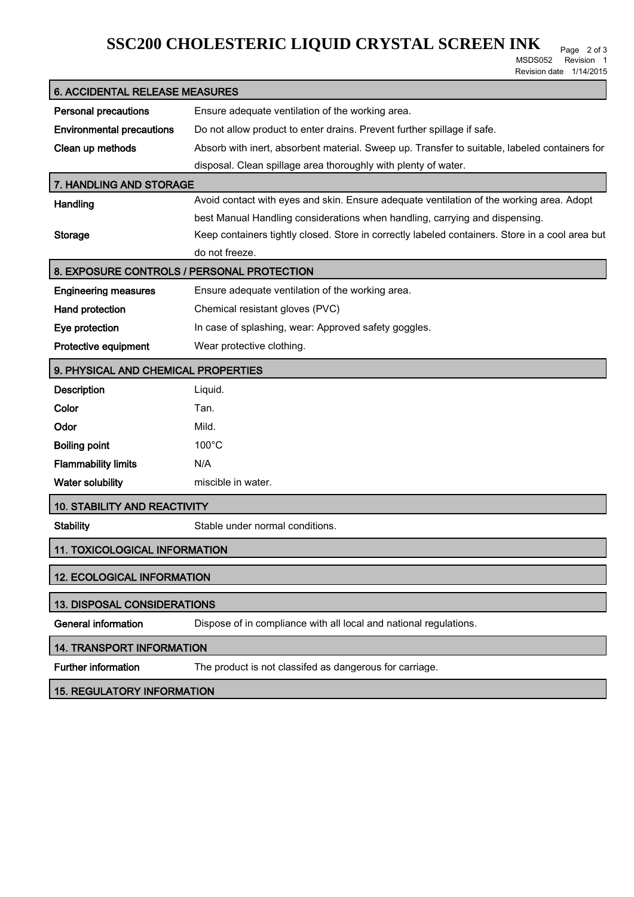## 6. ACCIDENTAL RELEASE MEASURES

| | |
|---|---|
| **Personal precautions** | Ensure adequate ventilation of the working area. |
| **Environmental precautions** | Do not allow product to enter drains. Prevent further spillage if safe. |
| **Clean up methods** | Absorb with inert, absorbent material. Sweep up. Transfer to suitable, labeled containers for disposal. Clean spillage area thoroughly with plenty of water. |

## 7. HANDLING AND STORAGE

| | |
|---|---|
| **Handling** | Avoid contact with eyes and skin. Ensure adequate ventilation of the working area. Adopt best Manual Handling considerations when handling, carrying and dispensing. |
| **Storage** | Keep containers tightly closed. Store in correctly labeled containers. Store in a cool area but do not freeze. |

## 8. EXPOSURE CONTROLS / PERSONAL PROTECTION

| | |
|---|---|
| **Engineering measures** | Ensure adequate ventilation of the working area. |
| **Hand protection** | Chemical resistant gloves (PVC) |
| **Eye protection** | In case of splashing, wear: Approved safety goggles. |
| **Protective equipment** | Wear protective clothing. |

## 9. PHYSICAL AND CHEMICAL PROPERTIES

| | |
|---|---|
| **Description** | Liquid. |
| **Color** | Tan. |
| **Odor** | Mild. |
| **Boiling point** | 100°C |
| **Flammability limits** | N/A |
| **Water solubility** | miscible in water. |

## 10. STABILITY AND REACTIVITY

| | |
|---|---|
| **Stability** | Stable under normal conditions. |

## 11. TOXICOLOGICAL INFORMATION

## 12. ECOLOGICAL INFORMATION

## 13. DISPOSAL CONSIDERATIONS

| | |
|---|---|
| **General information** | Dispose of in compliance with all local and national regulations. |

## 14. TRANSPORT INFORMATION

| | |
|---|---|
| **Further information** | The product is not classifed as dangerous for carriage. |

## 15. REGULATORY INFORMATION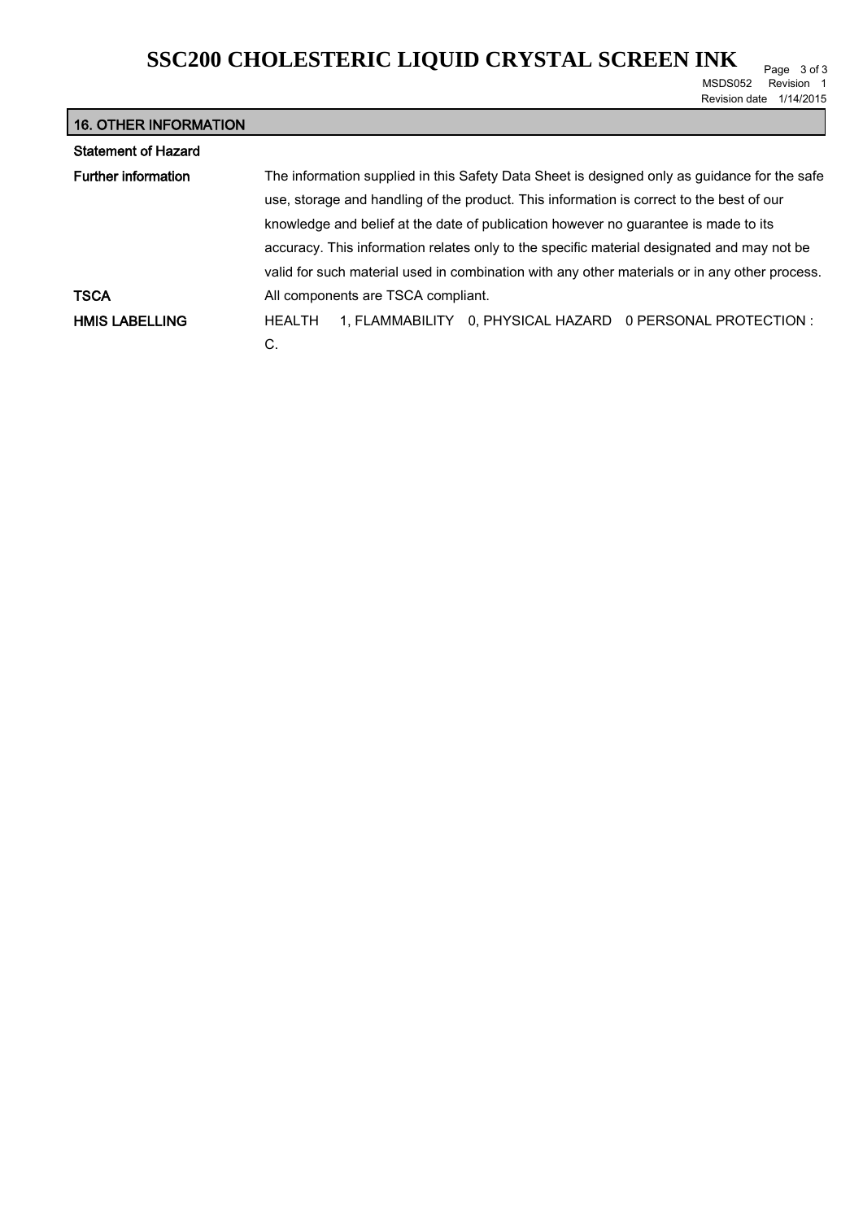## 16. OTHER INFORMATION

**Statement of Hazard**

| | |
|---|---|
| **Further information** | The information supplied in this Safety Data Sheet is designed only as guidance for the safe use, storage and handling of the product. This information is correct to the best of our knowledge and belief at the date of publication however no guarantee is made to its accuracy. This information relates only to the specific material designated and may not be valid for such material used in combination with any other materials or in any other process. |
| **TSCA** | All components are TSCA compliant. |
| **HMIS LABELLING** | HEALTH 1, FLAMMABILITY 0, PHYSICAL HAZARD 0 PERSONAL PROTECTION : C. |